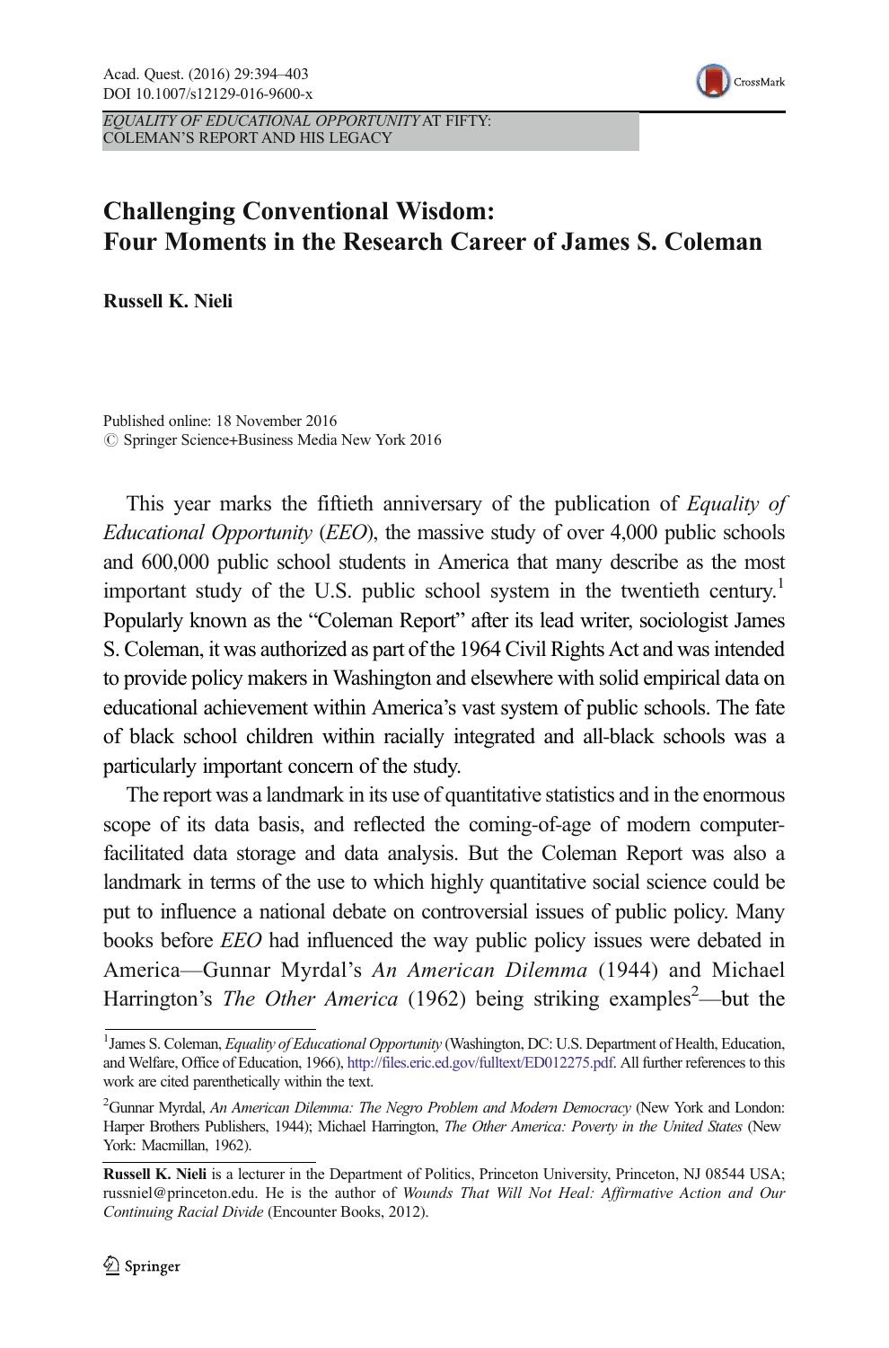EQUALITY OF EDUCATIONAL OPPORTUNITY AT FIFTY: COLEMAN'S REPORT AND HIS LEGACY

# Challenging Conventional Wisdom: Four Moments in the Research Career of James S. Coleman

**Russell K. Nieli**

Published online: 18 November 2016
© Springer Science+Business Media New York 2016

This year marks the fiftieth anniversary of the publication of *Equality of Educational Opportunity* (*EEO*), the massive study of over 4,000 public schools and 600,000 public school students in America that many describe as the most important study of the U.S. public school system in the twentieth century.[1] Popularly known as the "Coleman Report" after its lead writer, sociologist James S. Coleman, it was authorized as part of the 1964 Civil Rights Act and was intended to provide policy makers in Washington and elsewhere with solid empirical data on educational achievement within America's vast system of public schools. The fate of black school children within racially integrated and all-black schools was a particularly important concern of the study.

The report was a landmark in its use of quantitative statistics and in the enormous scope of its data basis, and reflected the coming-of-age of modern computer-facilitated data storage and data analysis. But the Coleman Report was also a landmark in terms of the use to which highly quantitative social science could be put to influence a national debate on controversial issues of public policy. Many books before *EEO* had influenced the way public policy issues were debated in America—Gunnar Myrdal's *An American Dilemma* (1944) and Michael Harrington's *The Other America* (1962) being striking examples[2]—but the

---

[1] James S. Coleman, *Equality of Educational Opportunity* (Washington, DC: U.S. Department of Health, Education, and Welfare, Office of Education, 1966), http://files.eric.ed.gov/fulltext/ED012275.pdf. All further references to this work are cited parenthetically within the text.

[2] Gunnar Myrdal, *An American Dilemma: The Negro Problem and Modern Democracy* (New York and London: Harper Brothers Publishers, 1944); Michael Harrington, *The Other America: Poverty in the United States* (New York: Macmillan, 1962).

**Russell K. Nieli** is a lecturer in the Department of Politics, Princeton University, Princeton, NJ 08544 USA; russniel@princeton.edu. He is the author of *Wounds That Will Not Heal: Affirmative Action and Our Continuing Racial Divide* (Encounter Books, 2012).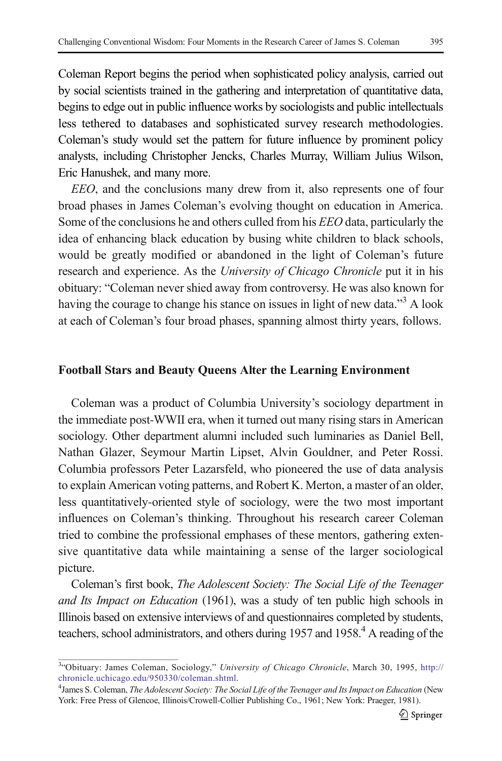Coleman Report begins the period when sophisticated policy analysis, carried out by social scientists trained in the gathering and interpretation of quantitative data, begins to edge out in public influence works by sociologists and public intellectuals less tethered to databases and sophisticated survey research methodologies. Coleman's study would set the pattern for future influence by prominent policy analysts, including Christopher Jencks, Charles Murray, William Julius Wilson, Eric Hanushek, and many more.

*EEO*, and the conclusions many drew from it, also represents one of four broad phases in James Coleman's evolving thought on education in America. Some of the conclusions he and others culled from his *EEO* data, particularly the idea of enhancing black education by busing white children to black schools, would be greatly modified or abandoned in the light of Coleman's future research and experience. As the *University of Chicago Chronicle* put it in his obituary: "Coleman never shied away from controversy. He was also known for having the courage to change his stance on issues in light of new data."[3] A look at each of Coleman's four broad phases, spanning almost thirty years, follows.

## Football Stars and Beauty Queens Alter the Learning Environment

Coleman was a product of Columbia University's sociology department in the immediate post-WWII era, when it turned out many rising stars in American sociology. Other department alumni included such luminaries as Daniel Bell, Nathan Glazer, Seymour Martin Lipset, Alvin Gouldner, and Peter Rossi. Columbia professors Peter Lazarsfeld, who pioneered the use of data analysis to explain American voting patterns, and Robert K. Merton, a master of an older, less quantitatively-oriented style of sociology, were the two most important influences on Coleman's thinking. Throughout his research career Coleman tried to combine the professional emphases of these mentors, gathering extensive quantitative data while maintaining a sense of the larger sociological picture.

Coleman's first book, *The Adolescent Society: The Social Life of the Teenager and Its Impact on Education* (1961), was a study of ten public high schools in Illinois based on extensive interviews of and questionnaires completed by students, teachers, school administrators, and others during 1957 and 1958.[4] A reading of the

---

[3] "Obituary: James Coleman, Sociology," *University of Chicago Chronicle*, March 30, 1995, http://chronicle.uchicago.edu/950330/coleman.shtml.

[4] James S. Coleman, *The Adolescent Society: The Social Life of the Teenager and Its Impact on Education* (New York: Free Press of Glencoe, Illinois/Crowell-Collier Publishing Co., 1961; New York: Praeger, 1981).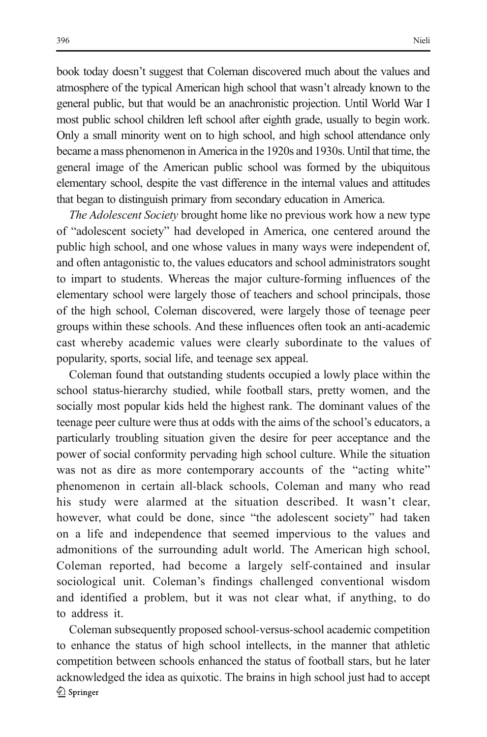book today doesn't suggest that Coleman discovered much about the values and atmosphere of the typical American high school that wasn't already known to the general public, but that would be an anachronistic projection. Until World War I most public school children left school after eighth grade, usually to begin work. Only a small minority went on to high school, and high school attendance only became a mass phenomenon in America in the 1920s and 1930s. Until that time, the general image of the American public school was formed by the ubiquitous elementary school, despite the vast difference in the internal values and attitudes that began to distinguish primary from secondary education in America.

*The Adolescent Society* brought home like no previous work how a new type of "adolescent society" had developed in America, one centered around the public high school, and one whose values in many ways were independent of, and often antagonistic to, the values educators and school administrators sought to impart to students. Whereas the major culture-forming influences of the elementary school were largely those of teachers and school principals, those of the high school, Coleman discovered, were largely those of teenage peer groups within these schools. And these influences often took an anti-academic cast whereby academic values were clearly subordinate to the values of popularity, sports, social life, and teenage sex appeal.

Coleman found that outstanding students occupied a lowly place within the school status-hierarchy studied, while football stars, pretty women, and the socially most popular kids held the highest rank. The dominant values of the teenage peer culture were thus at odds with the aims of the school's educators, a particularly troubling situation given the desire for peer acceptance and the power of social conformity pervading high school culture. While the situation was not as dire as more contemporary accounts of the "acting white" phenomenon in certain all-black schools, Coleman and many who read his study were alarmed at the situation described. It wasn't clear, however, what could be done, since "the adolescent society" had taken on a life and independence that seemed impervious to the values and admonitions of the surrounding adult world. The American high school, Coleman reported, had become a largely self-contained and insular sociological unit. Coleman's findings challenged conventional wisdom and identified a problem, but it was not clear what, if anything, to do to address it.

Coleman subsequently proposed school-versus-school academic competition to enhance the status of high school intellects, in the manner that athletic competition between schools enhanced the status of football stars, but he later acknowledged the idea as quixotic. The brains in high school just had to accept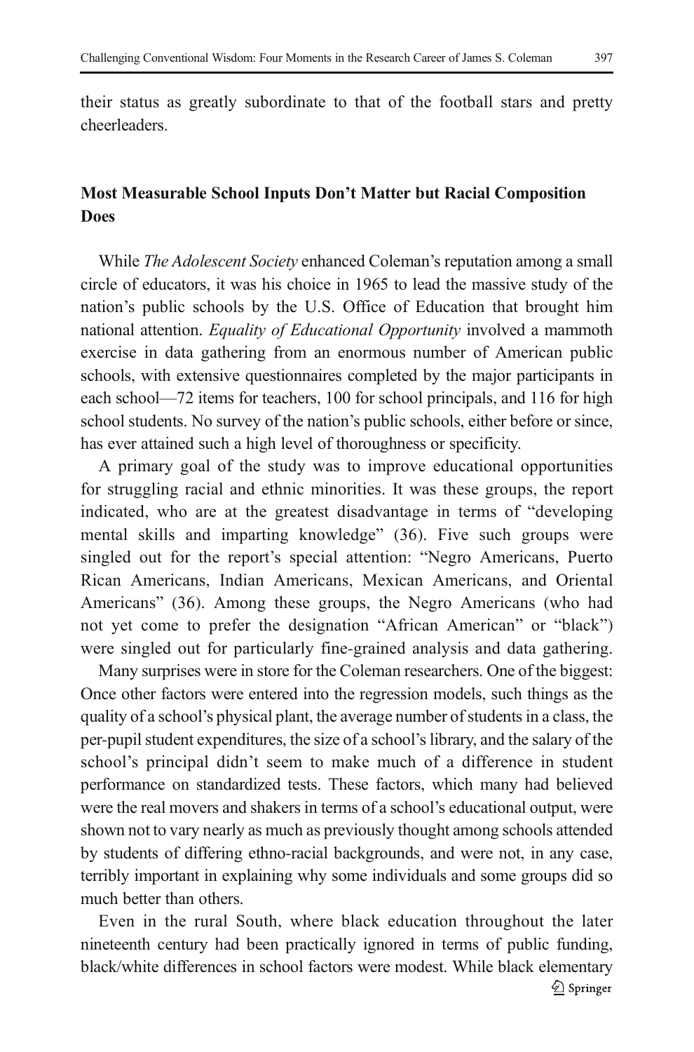their status as greatly subordinate to that of the football stars and pretty cheerleaders.

## Most Measurable School Inputs Don't Matter but Racial Composition Does

While *The Adolescent Society* enhanced Coleman's reputation among a small circle of educators, it was his choice in 1965 to lead the massive study of the nation's public schools by the U.S. Office of Education that brought him national attention. *Equality of Educational Opportunity* involved a mammoth exercise in data gathering from an enormous number of American public schools, with extensive questionnaires completed by the major participants in each school—72 items for teachers, 100 for school principals, and 116 for high school students. No survey of the nation's public schools, either before or since, has ever attained such a high level of thoroughness or specificity.

A primary goal of the study was to improve educational opportunities for struggling racial and ethnic minorities. It was these groups, the report indicated, who are at the greatest disadvantage in terms of "developing mental skills and imparting knowledge" (36). Five such groups were singled out for the report's special attention: "Negro Americans, Puerto Rican Americans, Indian Americans, Mexican Americans, and Oriental Americans" (36). Among these groups, the Negro Americans (who had not yet come to prefer the designation "African American" or "black") were singled out for particularly fine-grained analysis and data gathering.

Many surprises were in store for the Coleman researchers. One of the biggest: Once other factors were entered into the regression models, such things as the quality of a school's physical plant, the average number of students in a class, the per-pupil student expenditures, the size of a school's library, and the salary of the school's principal didn't seem to make much of a difference in student performance on standardized tests. These factors, which many had believed were the real movers and shakers in terms of a school's educational output, were shown not to vary nearly as much as previously thought among schools attended by students of differing ethno-racial backgrounds, and were not, in any case, terribly important in explaining why some individuals and some groups did so much better than others.

Even in the rural South, where black education throughout the later nineteenth century had been practically ignored in terms of public funding, black/white differences in school factors were modest. While black elementary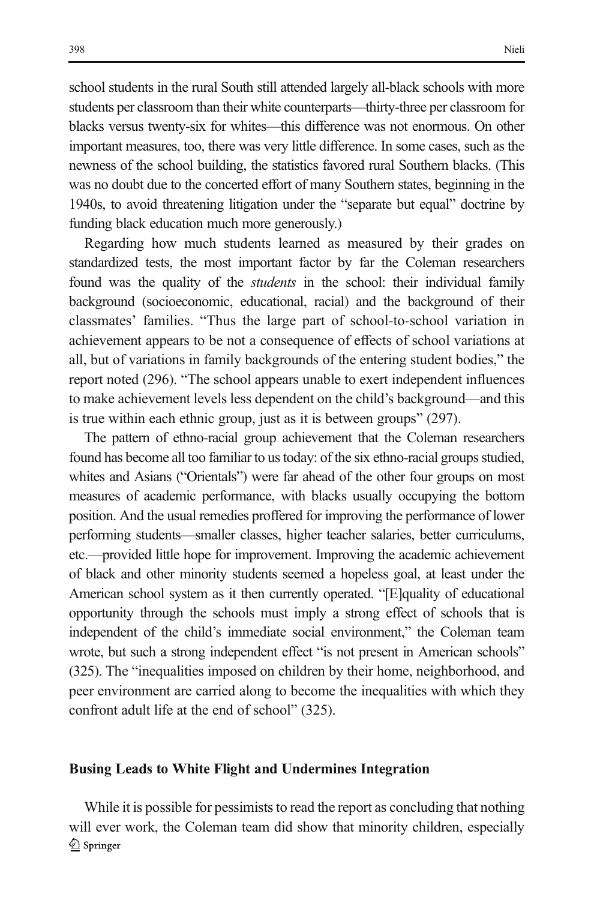school students in the rural South still attended largely all-black schools with more students per classroom than their white counterparts—thirty-three per classroom for blacks versus twenty-six for whites—this difference was not enormous. On other important measures, too, there was very little difference. In some cases, such as the newness of the school building, the statistics favored rural Southern blacks. (This was no doubt due to the concerted effort of many Southern states, beginning in the 1940s, to avoid threatening litigation under the "separate but equal" doctrine by funding black education much more generously.)

Regarding how much students learned as measured by their grades on standardized tests, the most important factor by far the Coleman researchers found was the quality of the *students* in the school: their individual family background (socioeconomic, educational, racial) and the background of their classmates' families. "Thus the large part of school-to-school variation in achievement appears to be not a consequence of effects of school variations at all, but of variations in family backgrounds of the entering student bodies," the report noted (296). "The school appears unable to exert independent influences to make achievement levels less dependent on the child's background—and this is true within each ethnic group, just as it is between groups" (297).

The pattern of ethno-racial group achievement that the Coleman researchers found has become all too familiar to us today: of the six ethno-racial groups studied, whites and Asians ("Orientals") were far ahead of the other four groups on most measures of academic performance, with blacks usually occupying the bottom position. And the usual remedies proffered for improving the performance of lower performing students—smaller classes, higher teacher salaries, better curriculums, etc.—provided little hope for improvement. Improving the academic achievement of black and other minority students seemed a hopeless goal, at least under the American school system as it then currently operated. "[E]quality of educational opportunity through the schools must imply a strong effect of schools that is independent of the child's immediate social environment," the Coleman team wrote, but such a strong independent effect "is not present in American schools" (325). The "inequalities imposed on children by their home, neighborhood, and peer environment are carried along to become the inequalities with which they confront adult life at the end of school" (325).

## Busing Leads to White Flight and Undermines Integration

While it is possible for pessimists to read the report as concluding that nothing will ever work, the Coleman team did show that minority children, especially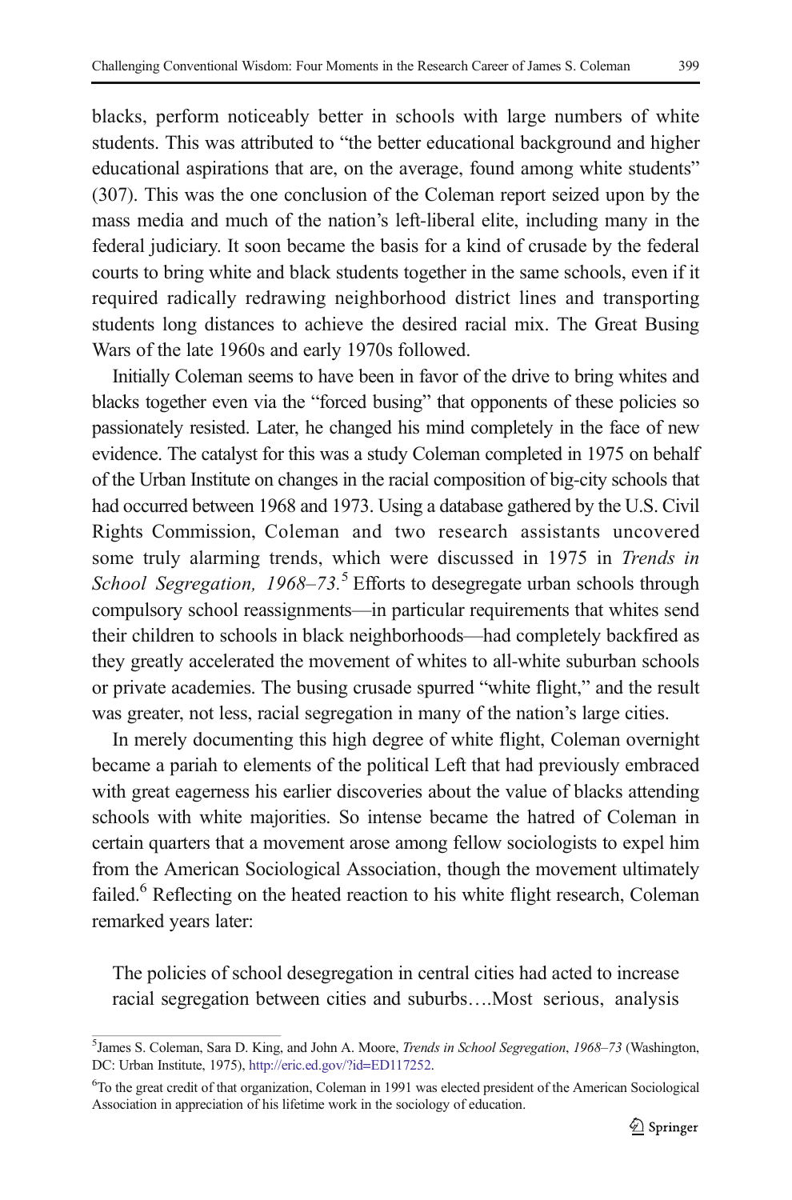blacks, perform noticeably better in schools with large numbers of white students. This was attributed to "the better educational background and higher educational aspirations that are, on the average, found among white students" (307). This was the one conclusion of the Coleman report seized upon by the mass media and much of the nation's left-liberal elite, including many in the federal judiciary. It soon became the basis for a kind of crusade by the federal courts to bring white and black students together in the same schools, even if it required radically redrawing neighborhood district lines and transporting students long distances to achieve the desired racial mix. The Great Busing Wars of the late 1960s and early 1970s followed.

Initially Coleman seems to have been in favor of the drive to bring whites and blacks together even via the "forced busing" that opponents of these policies so passionately resisted. Later, he changed his mind completely in the face of new evidence. The catalyst for this was a study Coleman completed in 1975 on behalf of the Urban Institute on changes in the racial composition of big-city schools that had occurred between 1968 and 1973. Using a database gathered by the U.S. Civil Rights Commission, Coleman and two research assistants uncovered some truly alarming trends, which were discussed in 1975 in *Trends in School Segregation, 1968–73.*[5] Efforts to desegregate urban schools through compulsory school reassignments—in particular requirements that whites send their children to schools in black neighborhoods—had completely backfired as they greatly accelerated the movement of whites to all-white suburban schools or private academies. The busing crusade spurred "white flight," and the result was greater, not less, racial segregation in many of the nation's large cities.

In merely documenting this high degree of white flight, Coleman overnight became a pariah to elements of the political Left that had previously embraced with great eagerness his earlier discoveries about the value of blacks attending schools with white majorities. So intense became the hatred of Coleman in certain quarters that a movement arose among fellow sociologists to expel him from the American Sociological Association, though the movement ultimately failed.[6] Reflecting on the heated reaction to his white flight research, Coleman remarked years later:

> The policies of school desegregation in central cities had acted to increase racial segregation between cities and suburbs….Most serious, analysis

[5] James S. Coleman, Sara D. King, and John A. Moore, *Trends in School Segregation, 1968–73* (Washington, DC: Urban Institute, 1975), http://eric.ed.gov/?id=ED117252.

[6] To the great credit of that organization, Coleman in 1991 was elected president of the American Sociological Association in appreciation of his lifetime work in the sociology of education.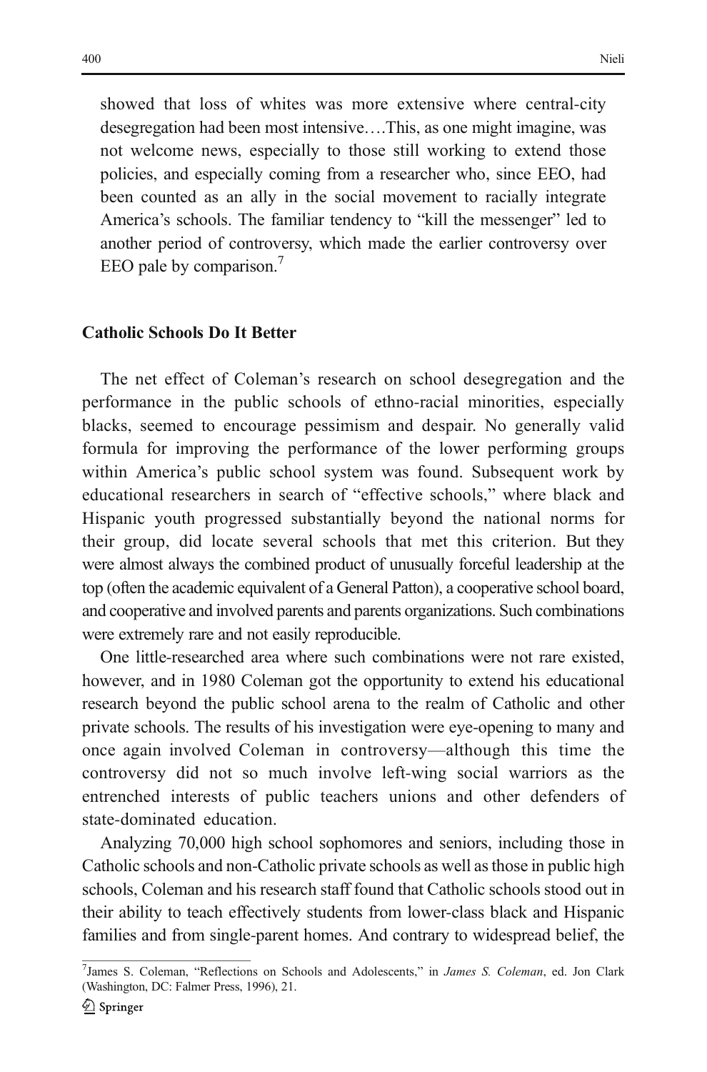> showed that loss of whites was more extensive where central-city desegregation had been most intensive….This, as one might imagine, was not welcome news, especially to those still working to extend those policies, and especially coming from a researcher who, since EEO, had been counted as an ally in the social movement to racially integrate America's schools. The familiar tendency to "kill the messenger" led to another period of controversy, which made the earlier controversy over EEO pale by comparison.[7]

## Catholic Schools Do It Better

The net effect of Coleman's research on school desegregation and the performance in the public schools of ethno-racial minorities, especially blacks, seemed to encourage pessimism and despair. No generally valid formula for improving the performance of the lower performing groups within America's public school system was found. Subsequent work by educational researchers in search of "effective schools," where black and Hispanic youth progressed substantially beyond the national norms for their group, did locate several schools that met this criterion. But they were almost always the combined product of unusually forceful leadership at the top (often the academic equivalent of a General Patton), a cooperative school board, and cooperative and involved parents and parents organizations. Such combinations were extremely rare and not easily reproducible.

One little-researched area where such combinations were not rare existed, however, and in 1980 Coleman got the opportunity to extend his educational research beyond the public school arena to the realm of Catholic and other private schools. The results of his investigation were eye-opening to many and once again involved Coleman in controversy—although this time the controversy did not so much involve left-wing social warriors as the entrenched interests of public teachers unions and other defenders of state-dominated education.

Analyzing 70,000 high school sophomores and seniors, including those in Catholic schools and non-Catholic private schools as well as those in public high schools, Coleman and his research staff found that Catholic schools stood out in their ability to teach effectively students from lower-class black and Hispanic families and from single-parent homes. And contrary to widespread belief, the

---

[7] James S. Coleman, "Reflections on Schools and Adolescents," in *James S. Coleman*, ed. Jon Clark (Washington, DC: Falmer Press, 1996), 21.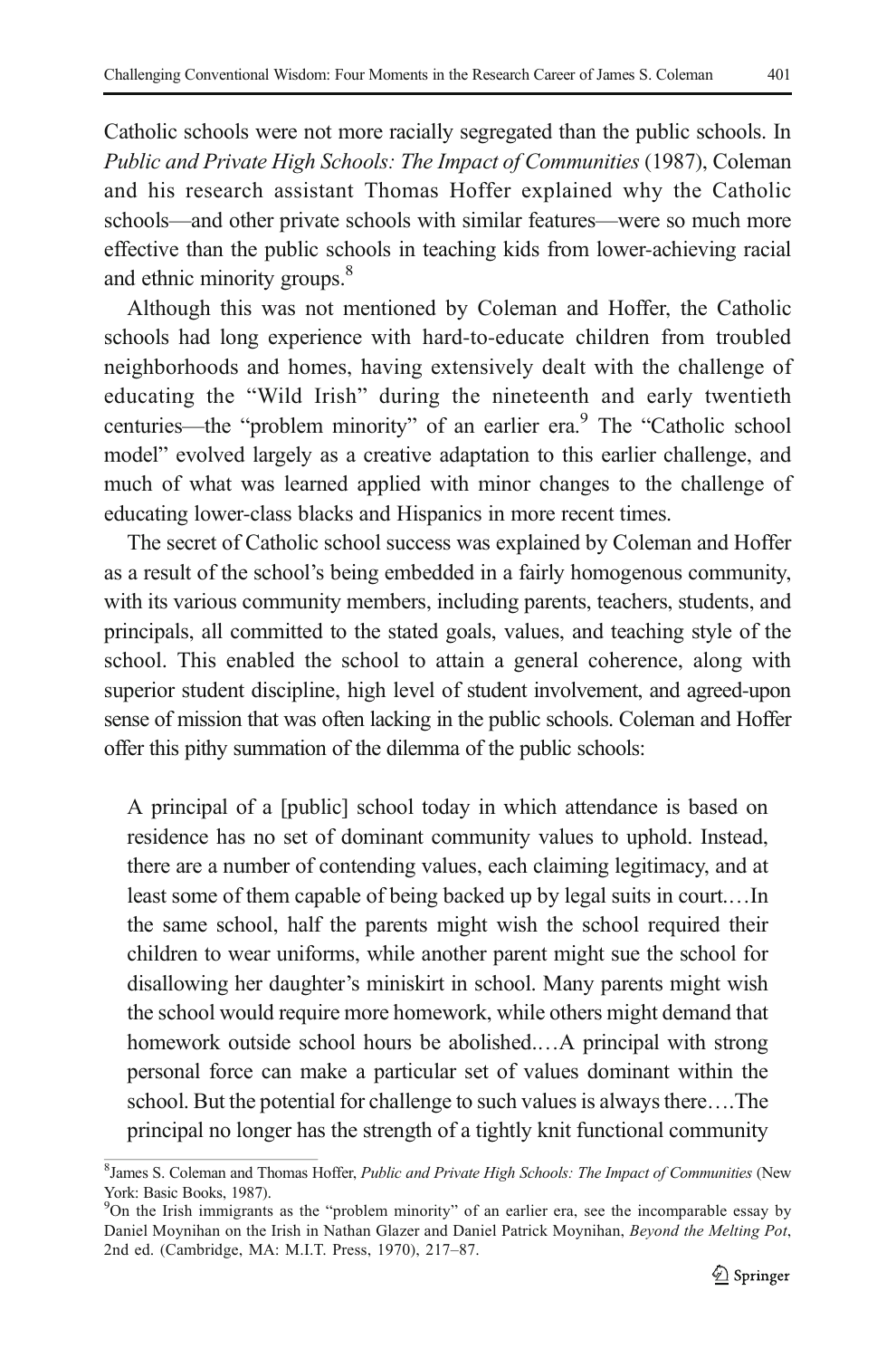Catholic schools were not more racially segregated than the public schools. In *Public and Private High Schools: The Impact of Communities* (1987), Coleman and his research assistant Thomas Hoffer explained why the Catholic schools—and other private schools with similar features—were so much more effective than the public schools in teaching kids from lower-achieving racial and ethnic minority groups.[8]

Although this was not mentioned by Coleman and Hoffer, the Catholic schools had long experience with hard-to-educate children from troubled neighborhoods and homes, having extensively dealt with the challenge of educating the "Wild Irish" during the nineteenth and early twentieth centuries—the "problem minority" of an earlier era.[9] The "Catholic school model" evolved largely as a creative adaptation to this earlier challenge, and much of what was learned applied with minor changes to the challenge of educating lower-class blacks and Hispanics in more recent times.

The secret of Catholic school success was explained by Coleman and Hoffer as a result of the school's being embedded in a fairly homogenous community, with its various community members, including parents, teachers, students, and principals, all committed to the stated goals, values, and teaching style of the school. This enabled the school to attain a general coherence, along with superior student discipline, high level of student involvement, and agreed-upon sense of mission that was often lacking in the public schools. Coleman and Hoffer offer this pithy summation of the dilemma of the public schools:

> A principal of a [public] school today in which attendance is based on residence has no set of dominant community values to uphold. Instead, there are a number of contending values, each claiming legitimacy, and at least some of them capable of being backed up by legal suits in court.…In the same school, half the parents might wish the school required their children to wear uniforms, while another parent might sue the school for disallowing her daughter's miniskirt in school. Many parents might wish the school would require more homework, while others might demand that homework outside school hours be abolished.…A principal with strong personal force can make a particular set of values dominant within the school. But the potential for challenge to such values is always there….The principal no longer has the strength of a tightly knit functional community

---

[8] James S. Coleman and Thomas Hoffer, *Public and Private High Schools: The Impact of Communities* (New York: Basic Books, 1987).

[9] On the Irish immigrants as the "problem minority" of an earlier era, see the incomparable essay by Daniel Moynihan on the Irish in Nathan Glazer and Daniel Patrick Moynihan, *Beyond the Melting Pot*, 2nd ed. (Cambridge, MA: M.I.T. Press, 1970), 217–87.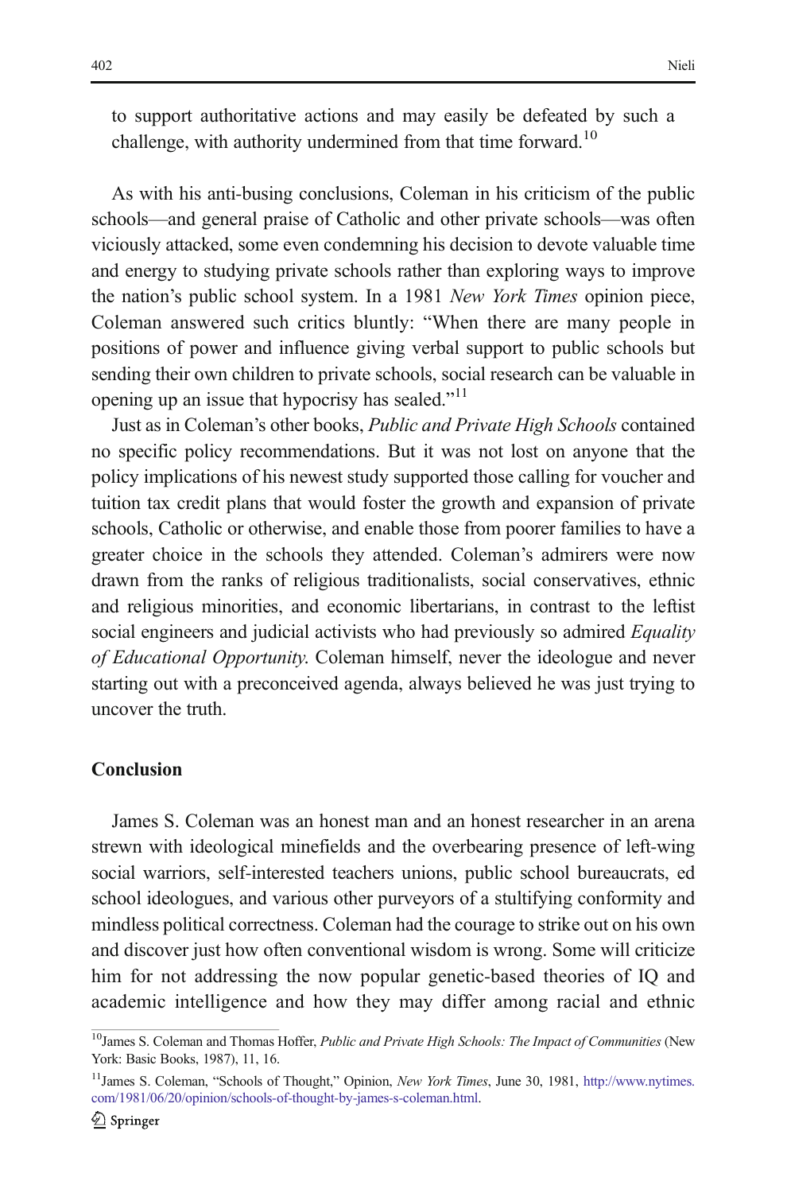to support authoritative actions and may easily be defeated by such a challenge, with authority undermined from that time forward.[10]

As with his anti-busing conclusions, Coleman in his criticism of the public schools—and general praise of Catholic and other private schools—was often viciously attacked, some even condemning his decision to devote valuable time and energy to studying private schools rather than exploring ways to improve the nation's public school system. In a 1981 *New York Times* opinion piece, Coleman answered such critics bluntly: "When there are many people in positions of power and influence giving verbal support to public schools but sending their own children to private schools, social research can be valuable in opening up an issue that hypocrisy has sealed."[11]

Just as in Coleman's other books, *Public and Private High Schools* contained no specific policy recommendations. But it was not lost on anyone that the policy implications of his newest study supported those calling for voucher and tuition tax credit plans that would foster the growth and expansion of private schools, Catholic or otherwise, and enable those from poorer families to have a greater choice in the schools they attended. Coleman's admirers were now drawn from the ranks of religious traditionalists, social conservatives, ethnic and religious minorities, and economic libertarians, in contrast to the leftist social engineers and judicial activists who had previously so admired *Equality of Educational Opportunity*. Coleman himself, never the ideologue and never starting out with a preconceived agenda, always believed he was just trying to uncover the truth.

## Conclusion

James S. Coleman was an honest man and an honest researcher in an arena strewn with ideological minefields and the overbearing presence of left-wing social warriors, self-interested teachers unions, public school bureaucrats, ed school ideologues, and various other purveyors of a stultifying conformity and mindless political correctness. Coleman had the courage to strike out on his own and discover just how often conventional wisdom is wrong. Some will criticize him for not addressing the now popular genetic-based theories of IQ and academic intelligence and how they may differ among racial and ethnic

---

[10] James S. Coleman and Thomas Hoffer, *Public and Private High Schools: The Impact of Communities* (New York: Basic Books, 1987), 11, 16.

[11] James S. Coleman, "Schools of Thought," Opinion, *New York Times*, June 30, 1981, http://www.nytimes.com/1981/06/20/opinion/schools-of-thought-by-james-s-coleman.html.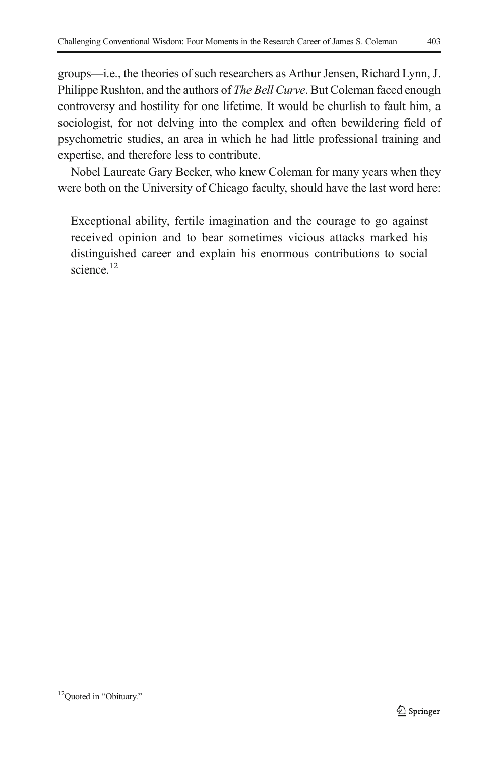groups—i.e., the theories of such researchers as Arthur Jensen, Richard Lynn, J. Philippe Rushton, and the authors of *The Bell Curve*. But Coleman faced enough controversy and hostility for one lifetime. It would be churlish to fault him, a sociologist, for not delving into the complex and often bewildering field of psychometric studies, an area in which he had little professional training and expertise, and therefore less to contribute.

Nobel Laureate Gary Becker, who knew Coleman for many years when they were both on the University of Chicago faculty, should have the last word here:

> Exceptional ability, fertile imagination and the courage to go against received opinion and to bear sometimes vicious attacks marked his distinguished career and explain his enormous contributions to social science.[12]

[12] Quoted in "Obituary."